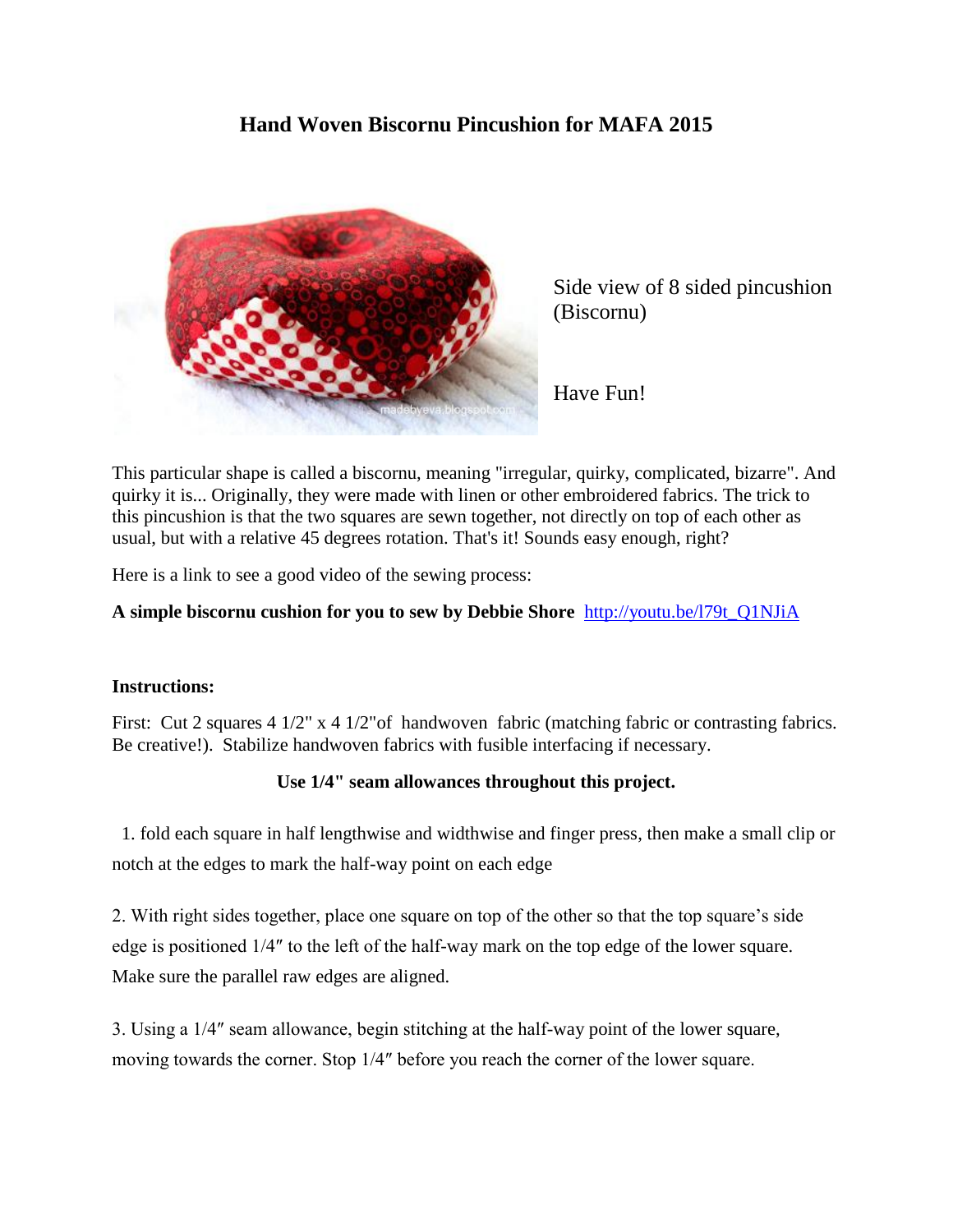# Hand Woven Biscornu Pincushion for MAFA 2015

Side view of 8 sided pincushion (Biscornu)

Have Fun!

This particular shape is called a biscornu, meaning "irregular, quirky, complicated, bizarre". And quirky it is... Originally, they were made with linen or other embroidered fabrics. The trick to this pincushion is that the two squares are sewn together, not directly on top of each other as usual, but with a relative 45 degrees rotation. That's it! Sounds easy enough, right?

Here is a link to see a good video of the sewing process:

**A simple biscornu cushion for you to sew by Debbie Shore** [http://youtu.be/l79t_Q1NJiA](http://youtu.be/l79t_Q1NJiA)

**Instructions:**

First: Cut 2 squares 4 1/2" x 4 1/2"of handwoven fabric (matching fabric or contrasting fabrics. Be creative!). Stabilize handwoven fabrics with fusible interfacing if necessary.

**Use 1/4" seam allowances throughout this project.**

1. fold each square in half lengthwise and widthwise and finger press, then make a small clip or notch at the edges to mark the half-way point on each edge

2. With right sides together, place one square on top of the other so that the top square's side edge is positioned 1/4″ to the left of the half-way mark on the top edge of the lower square. Make sure the parallel raw edges are aligned.

3. Using a 1/4″ seam allowance, begin stitching at the half-way point of the lower square, moving towards the corner. Stop 1/4″ before you reach the corner of the lower square.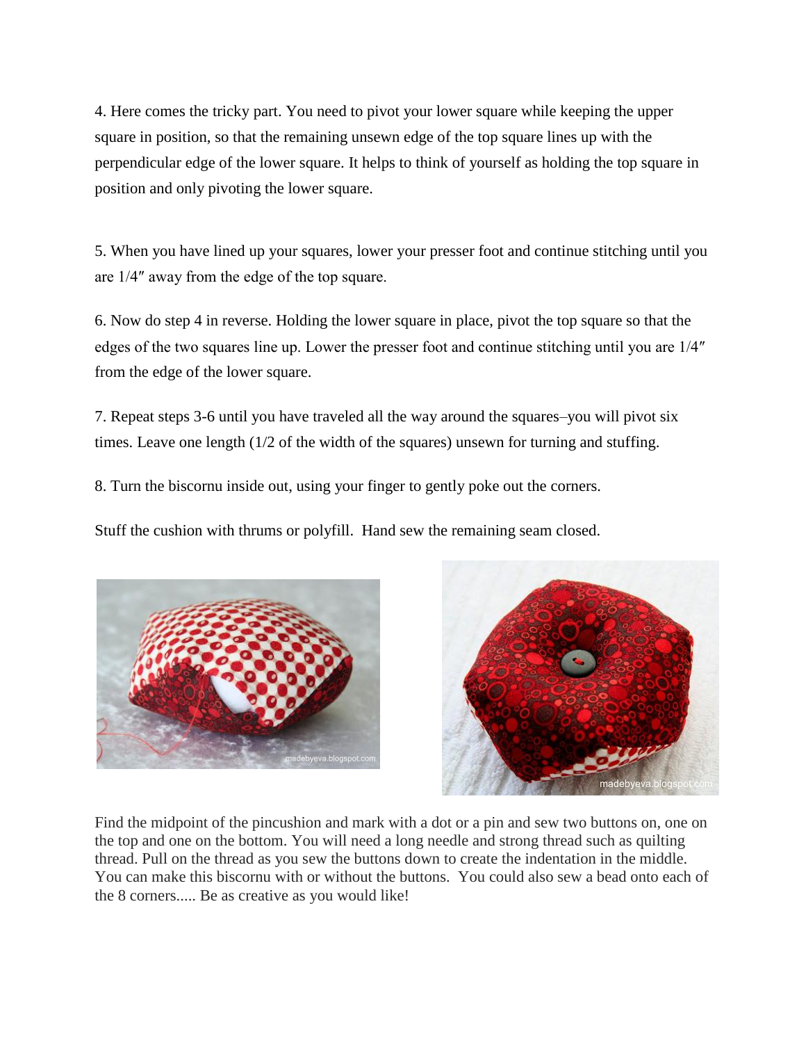4. Here comes the tricky part. You need to pivot your lower square while keeping the upper square in position, so that the remaining unsewn edge of the top square lines up with the perpendicular edge of the lower square. It helps to think of yourself as holding the top square in position and only pivoting the lower square.

5. When you have lined up your squares, lower your presser foot and continue stitching until you are 1/4″ away from the edge of the top square.

6. Now do step 4 in reverse. Holding the lower square in place, pivot the top square so that the edges of the two squares line up. Lower the presser foot and continue stitching until you are 1/4″ from the edge of the lower square.

7. Repeat steps 3-6 until you have traveled all the way around the squares–you will pivot six times. Leave one length (1/2 of the width of the squares) unsewn for turning and stuffing.

8. Turn the biscornu inside out, using your finger to gently poke out the corners.

Stuff the cushion with thrums or polyfill. Hand sew the remaining seam closed.

Find the midpoint of the pincushion and mark with a dot or a pin and sew two buttons on, one on the top and one on the bottom. You will need a long needle and strong thread such as quilting thread. Pull on the thread as you sew the buttons down to create the indentation in the middle. You can make this biscornu with or without the buttons. You could also sew a bead onto each of the 8 corners..... Be as creative as you would like!